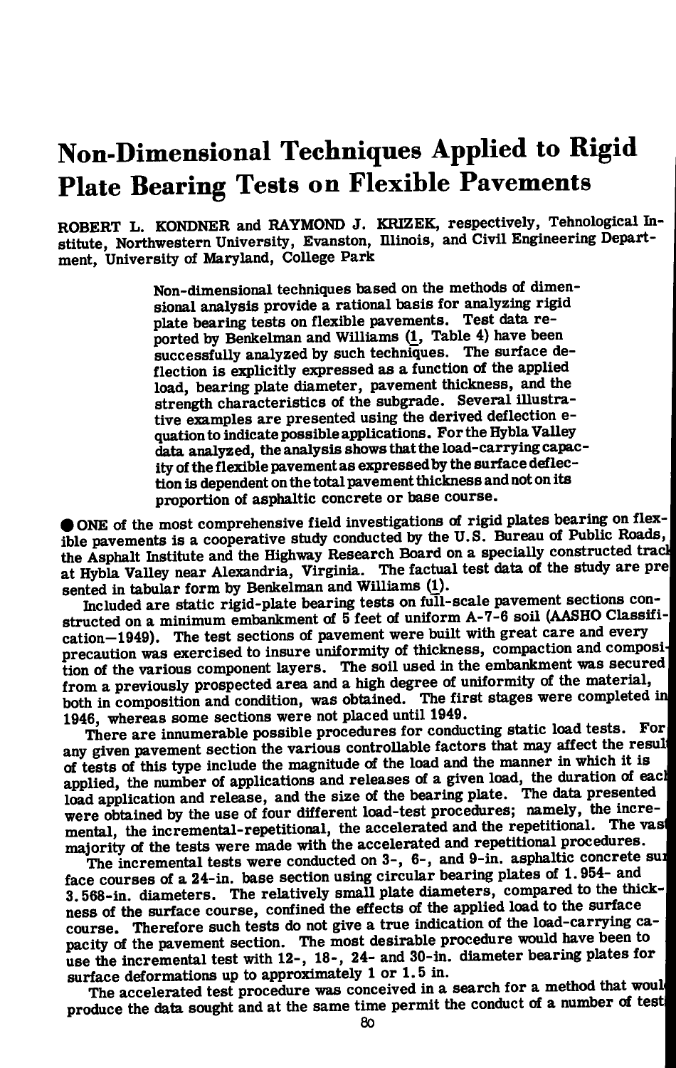# Non-Dimensional Techniques Applied to Rigid Plate Bearing Tests on Flexible Pavements

ROBERT L. KONDNER and RAYMOND J. KRIZEK, respectively, Tehnological Institute, Northwestern University, Evanston, Illinois, and Civil Engineering Department, University of Maryland, College Park

> Non-dimensional techniques based on the methods of dimensional analysis provide a rational basis for analyzing rigid plate bearing tests on flexible pavements. Test data reported by Benkelman and Williams (1, Table 4) have been successfully analyzed by such techniques. The surface deflection is explicitly expressed as a function of the applied load, bearing plate diameter, pavement thickness, and the strength characteristics of the subgrade. Several illustrative examples are presented using the derived deflection equation to indicate possible applications. For the Hybla Valley data analyzed, the analysis shows that the load-carrying capacity of the flexible pavement as expressed by the surface deflection is dependent on the total pavement thickness and not on its proportion of asphaltic concrete or base course.

● ONE of the most comprehensive field investigations of rigid plates bearing on flexible pavements is a cooperative study conducted by the U.S. Bureau of Public Roads, the Asphalt Institute and the Highway Research Board on a specially constructed track at Hybla Valley near Alexandria, Virginia. The factual test data of the study are presented in tabular form by Benkelman and Williams (1).

Included are static rigid-plate bearing tests on full-scale pavement sections constructed on a minimum embankment of 5 feet of uniform A-7-6 soil (AASHO Classification—1949). The test sections of pavement were built with great care and every precaution was exercised to insure uniformity of thickness, compaction and composition of the various component layers. The soil used in the embankment was secured from a previously prospected area and a high degree of uniformity of the material, both in composition and condition, was obtained. The first stages were completed in 1946, whereas some sections were not placed until 1949.

There are innumerable possible procedures for conducting static load tests. For any given pavement section the various controllable factors that may affect the result of tests of this type include the magnitude of the load and the manner in which it is applied, the number of applications and releases of a given load, the duration of each load application and release, and the size of the bearing plate. The data presented were obtained by the use of four different load-test procedures; namely, the incremental, the incremental-repetitional, the accelerated and the repetitional. The vast majority of the tests were made with the accelerated and repetitional procedures.

The incremental tests were conducted on 3-, 6-, and 9-in. asphaltic concrete surface courses of a 24-in. base section using circular bearing plates of 1.954- and 3.568-in. diameters. The relatively small plate diameters, compared to the thickness of the surface course, confined the effects of the applied load to the surface course. Therefore such tests do not give a true indication of the load-carrying capacity of the pavement section. The most desirable procedure would have been to use the incremental test with 12-, 18-, 24- and 30-in. diameter bearing plates for surface deformations up to approximately 1 or 1.5 in.

The accelerated test procedure was conceived in a search for a method that would produce the data sought and at the same time permit the conduct of a number of tests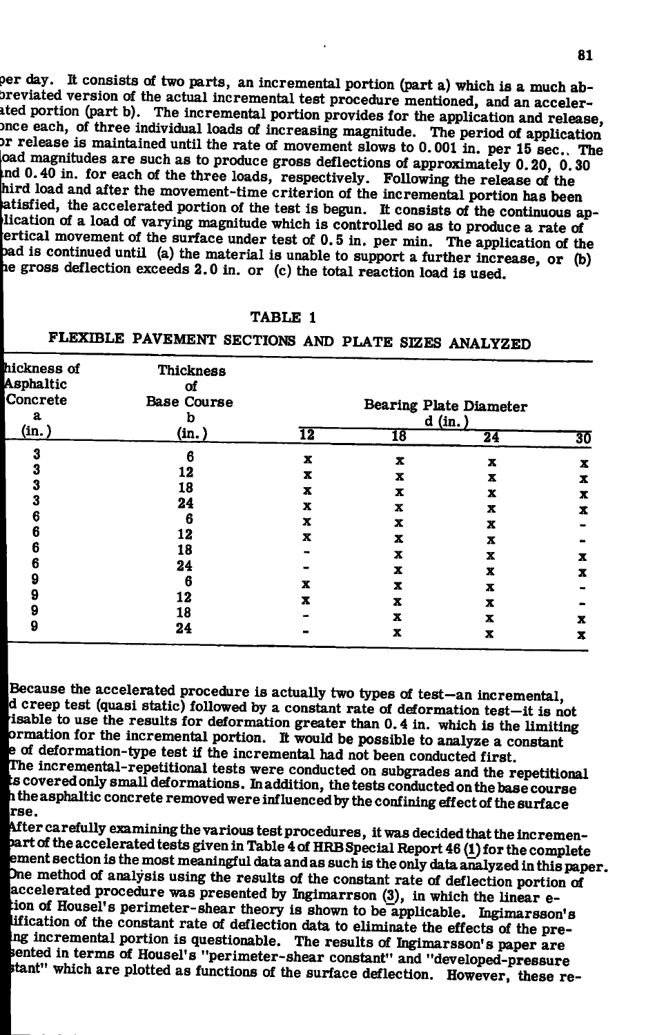per day. It consists of two parts, an incremental portion (part a) which is a much abbreviated version of the actual incremental test procedure mentioned, and an accelerated portion (part b). The incremental portion provides for the application and release, once each, of three individual loads of increasing magnitude. The period of application or release is maintained until the rate of movement slows to 0.001 in. per 15 sec.. The load magnitudes are such as to produce gross deflections of approximately 0.20, 0.30 and 0.40 in. for each of the three loads, respectively. Following the release of the third load and after the movement-time criterion of the incremental portion has been satisfied, the accelerated portion of the test is begun. It consists of the continuous application of a load of varying magnitude which is controlled so as to produce a rate of vertical movement of the surface under test of 0.5 in. per min. The application of the load is continued until (a) the material is unable to support a further increase, or (b) the gross deflection exceeds 2.0 in. or (c) the total reaction load is used.

TABLE 1

FLEXIBLE PAVEMENT SECTIONS AND PLATE SIZES ANALYZED

| Thickness of Asphaltic Concrete a (in.) | Thickness of Base Course b (in.) | Bearing Plate Diameter d (in.) | | | |
|---|---|---|---|---|---|
| | | 12 | 18 | 24 | 30 |
| 3 | 6 | x | x | x | x |
| 3 | 12 | x | x | x | x |
| 3 | 18 | x | x | x | x |
| 3 | 24 | x | x | x | x |
| 6 | 6 | x | x | x | - |
| 6 | 12 | x | x | x | - |
| 6 | 18 | - | x | x | x |
| 6 | 24 | - | x | x | x |
| 9 | 6 | x | x | x | - |
| 9 | 12 | x | x | x | - |
| 9 | 18 | - | x | x | x |
| 9 | 24 | - | x | x | x |

Because the accelerated procedure is actually two types of test—an incremental, d creep test (quasi static) followed by a constant rate of deformation test—it is not visable to use the results for deformation greater than 0.4 in. which is the limiting ormation for the incremental portion. It would be possible to analyze a constant e of deformation-type test if the incremental had not been conducted first.

The incremental-repetitional tests were conducted on subgrades and the repetitional ts covered only small deformations. In addition, the tests conducted on the base course h the asphaltic concrete removed were influenced by the confining effect of the surface rse.

After carefully examining the various test procedures, it was decided that the incremental part of the accelerated tests given in Table 4 of HRB Special Report 46 (1) for the complete ement section is the most meaningful data and as such is the only data analyzed in this paper. One method of analysis using the results of the constant rate of deflection portion of accelerated procedure was presented by Ingimarrson (3), in which the linear e-ion of Housel's perimeter-shear theory is shown to be applicable. Ingimarsson's lification of the constant rate of deflection data to eliminate the effects of the pre-ing incremental portion is questionable. The results of Ingimarsson's paper are sented in terms of Housel's "perimeter-shear constant" and "developed-pressure stant" which are plotted as functions of the surface deflection. However, these re-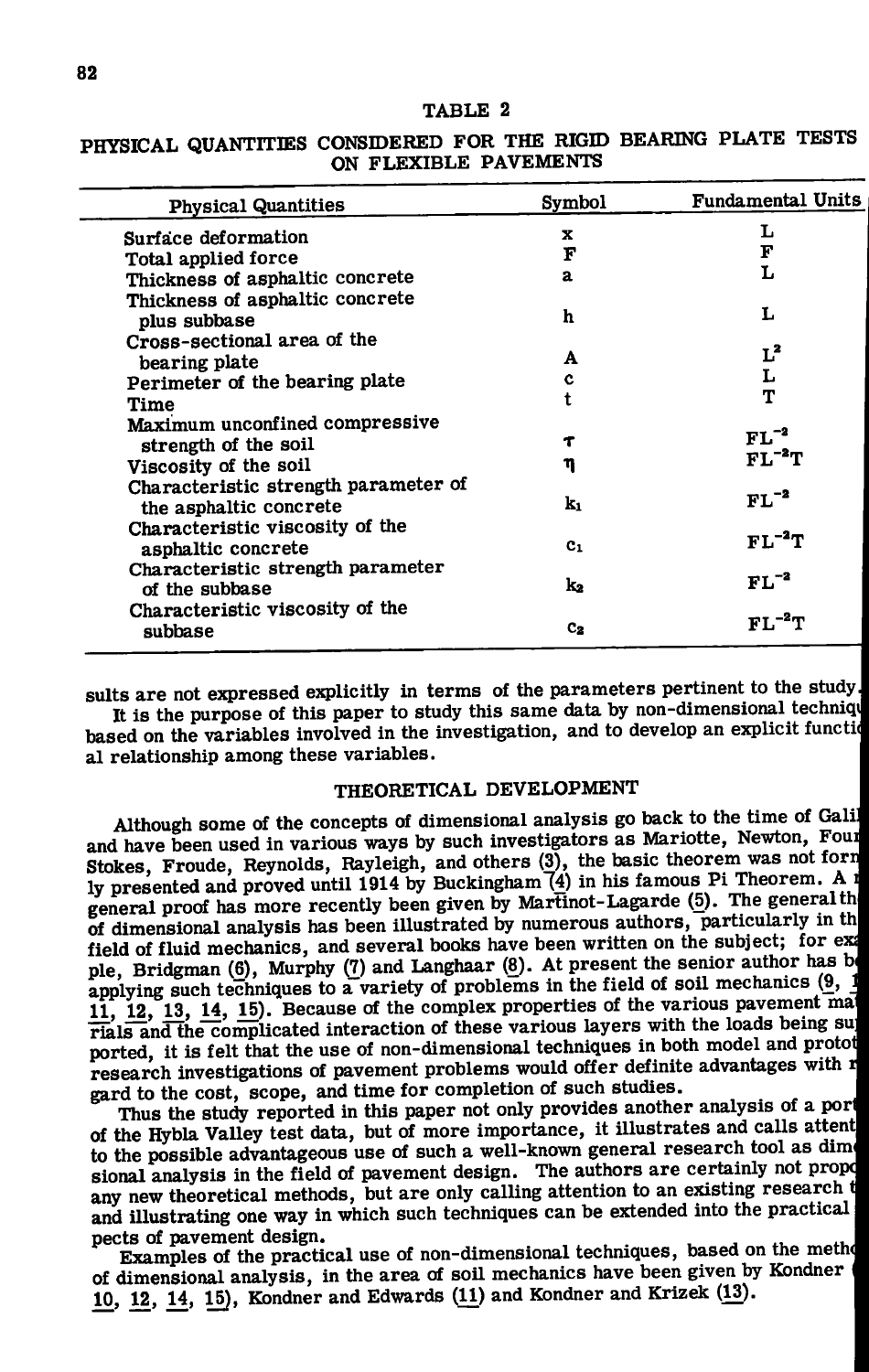TABLE 2

PHYSICAL QUANTITIES CONSIDERED FOR THE RIGID BEARING PLATE TESTS ON FLEXIBLE PAVEMENTS

| Physical Quantities | Symbol | Fundamental Units |
|---|---|---|
| Surface deformation | $x$ | $L$ |
| Total applied force | $F$ | $F$ |
| Thickness of asphaltic concrete | $a$ | $L$ |
| Thickness of asphaltic concrete plus subbase | $h$ | $L$ |
| Cross-sectional area of the bearing plate | $A$ | $L^2$ |
| Perimeter of the bearing plate | $c$ | $L$ |
| Time | $t$ | $T$ |
| Maximum unconfined compressive strength of the soil | $\tau$ | $FL^{-2}$ |
| Viscosity of the soil | $\eta$ | $FL^{-2}T$ |
| Characteristic strength parameter of the asphaltic concrete | $k_1$ | $FL^{-2}$ |
| Characteristic viscosity of the asphaltic concrete | $c_1$ | $FL^{-2}T$ |
| Characteristic strength parameter of the subbase | $k_2$ | $FL^{-2}$ |
| Characteristic viscosity of the subbase | $c_2$ | $FL^{-2}T$ |

sults are not expressed explicitly in terms of the parameters pertinent to the study.

It is the purpose of this paper to study this same data by non-dimensional techniques based on the variables involved in the investigation, and to develop an explicit functional relationship among these variables.

## THEORETICAL DEVELOPMENT

Although some of the concepts of dimensional analysis go back to the time of Galileo and have been used in various ways by such investigators as Mariotte, Newton, Fourier, Stokes, Froude, Reynolds, Rayleigh, and others (3), the basic theorem was not formally presented and proved until 1914 by Buckingham (4) in his famous Pi Theorem. A more general proof has more recently been given by Martinot-Lagarde (5). The general theory of dimensional analysis has been illustrated by numerous authors, particularly in the field of fluid mechanics, and several books have been written on the subject; for example, Bridgman (6), Murphy (7) and Langhaar (8). At present the senior author has been applying such techniques to a variety of problems in the field of soil mechanics (9, 10, 11, 12, 13, 14, 15). Because of the complex properties of the various pavement materials and the complicated interaction of these various layers with the loads being supported, it is felt that the use of non-dimensional techniques in both model and prototype research investigations of pavement problems would offer definite advantages with regard to the cost, scope, and time for completion of such studies.

Thus the study reported in this paper not only provides another analysis of a portion of the Hybla Valley test data, but of more importance, it illustrates and calls attention to the possible advantageous use of such a well-known general research tool as dimensional analysis in the field of pavement design. The authors are certainly not proposing any new theoretical methods, but are only calling attention to an existing research tool and illustrating one way in which such techniques can be extended into the practical aspects of pavement design.

Examples of the practical use of non-dimensional techniques, based on the method of dimensional analysis, in the area of soil mechanics have been given by Kondner (9, 10, 12, 14, 15), Kondner and Edwards (11) and Kondner and Krizek (13).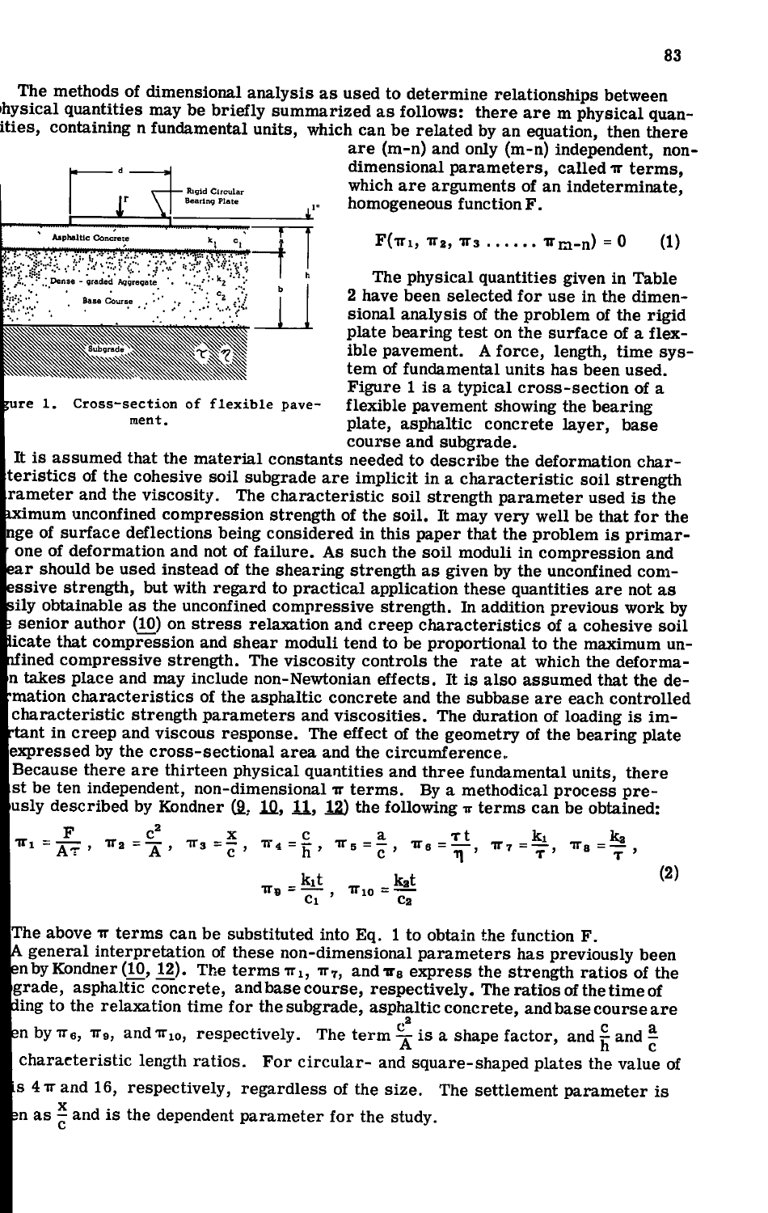The methods of dimensional analysis as used to determine relationships between physical quantities may be briefly summarized as follows: there are m physical quantities, containing n fundamental units, which can be related by an equation, then there are (m-n) and only (m-n) independent, non-dimensional parameters, called $\pi$ terms, which are arguments of an indeterminate, homogeneous function **F**.

$$F(\pi_1, \pi_2, \pi_3 \ldots\ldots \pi_{m-n}) = 0 \qquad (1)$$

Figure 1. Cross-section of flexible pavement.

The physical quantities given in Table 2 have been selected for use in the dimensional analysis of the problem of the rigid plate bearing test on the surface of a flexible pavement. A force, length, time system of fundamental units has been used. Figure 1 is a typical cross-section of a flexible pavement showing the bearing plate, asphaltic concrete layer, base course and subgrade.

It is assumed that the material constants needed to describe the deformation characteristics of the cohesive soil subgrade are implicit in a characteristic soil strength parameter and the viscosity. The characteristic soil strength parameter used is the maximum unconfined compression strength of the soil. It may very well be that for the range of surface deflections being considered in this paper that the problem is primarily one of deformation and not of failure. As such the soil moduli in compression and shear should be used instead of the shearing strength as given by the unconfined compressive strength, but with regard to practical application these quantities are not as easily obtainable as the unconfined compressive strength. In addition previous work by the senior author (10) on stress relaxation and creep characteristics of a cohesive soil indicate that compression and shear moduli tend to be proportional to the maximum unconfined compressive strength. The viscosity controls the rate at which the deformation takes place and may include non-Newtonian effects. It is also assumed that the deformation characteristics of the asphaltic concrete and the subbase are each controlled by characteristic strength parameters and viscosities. The duration of loading is important in creep and viscous response. The effect of the geometry of the bearing plate is expressed by the cross-sectional area and the circumference.

Because there are thirteen physical quantities and three fundamental units, there must be ten independent, non-dimensional $\pi$ terms. By a methodical process previously described by Kondner (9, 10, 11, 12) the following $\pi$ terms can be obtained:

$$\pi_1 = \frac{F}{A\tau}, \quad \pi_2 = \frac{c^2}{A}, \quad \pi_3 = \frac{x}{c}, \quad \pi_4 = \frac{c}{h}, \quad \pi_5 = \frac{a}{c}, \quad \pi_6 = \frac{\tau t}{\eta}, \quad \pi_7 = \frac{k_1}{\tau}, \quad \pi_8 = \frac{k_2}{\tau},$$

$$\pi_9 = \frac{k_1 t}{c_1}, \quad \pi_{10} = \frac{k_2 t}{c_2} \qquad (2)$$

The above $\pi$ terms can be substituted into Eq. 1 to obtain the function **F**.

A general interpretation of these non-dimensional parameters has previously been given by Kondner (10, 12). The terms $\pi_1$, $\pi_7$, and $\pi_8$ express the strength ratios of the subgrade, asphaltic concrete, and base course, respectively. The ratios of the time of loading to the relaxation time for the subgrade, asphaltic concrete, and base course are given by $\pi_6$, $\pi_9$, and $\pi_{10}$, respectively. The term $\frac{c^2}{A}$ is a shape factor, and $\frac{c}{h}$ and $\frac{a}{c}$ are characteristic length ratios. For circular- and square-shaped plates the value of $\frac{c^2}{A}$ is $4\pi$ and 16, respectively, regardless of the size. The settlement parameter is given as $\frac{x}{c}$ and is the dependent parameter for the study.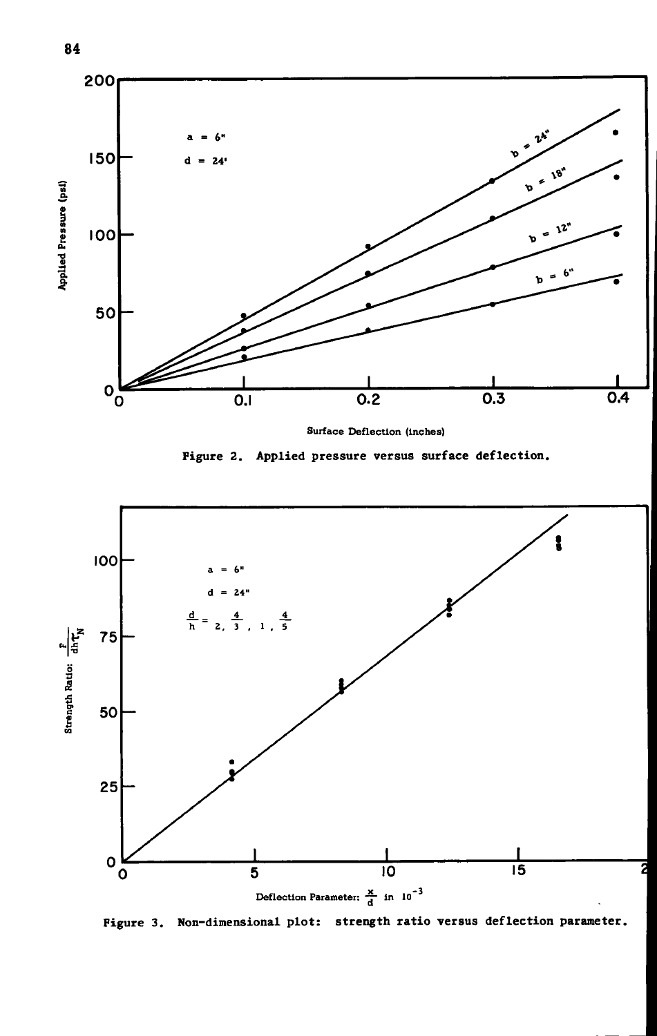Figure 2. Applied pressure versus surface deflection.

Figure 3. Non-dimensional plot: strength ratio versus deflection parameter.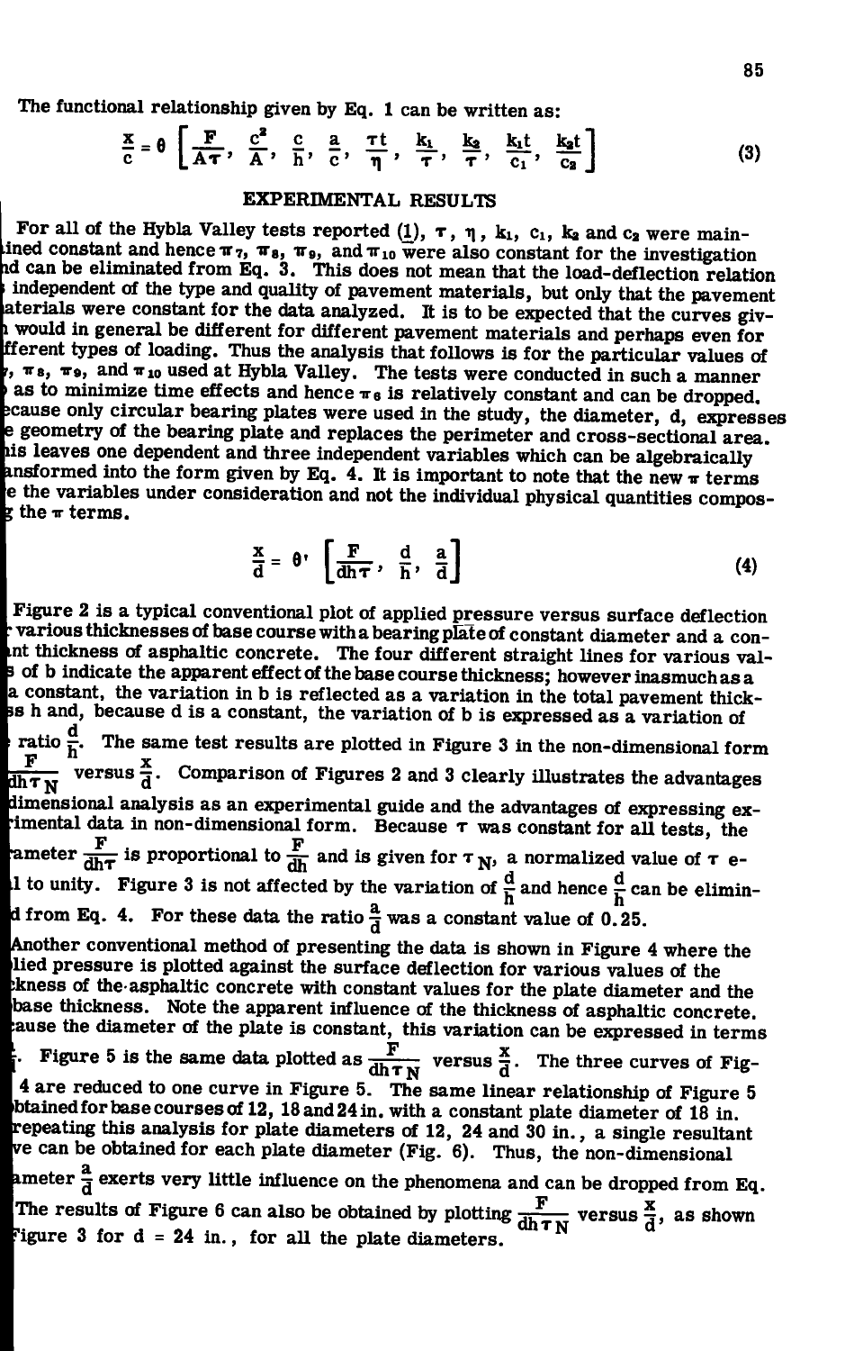The functional relationship given by Eq. 1 can be written as:

$$\frac{x}{c} = \theta \left[ \frac{F}{A\tau}, \frac{c^2}{A}, \frac{c}{h}, \frac{a}{c}, \frac{\tau t}{\eta}, \frac{k_1}{\tau}, \frac{k_2}{\tau}, \frac{k_1 t}{c_1}, \frac{k_2 t}{c_2} \right] \tag{3}$$

## EXPERIMENTAL RESULTS

For all of the Hybla Valley tests reported (1), $\tau$, $\eta$, $k_1$, $c_1$, $k_2$ and $c_2$ were maintained constant and hence $\pi_7$, $\pi_8$, $\pi_9$, and $\pi_{10}$ were also constant for the investigation and can be eliminated from Eq. 3. This does not mean that the load-deflection relation is independent of the type and quality of pavement materials, but only that the pavement materials were constant for the data analyzed. It is to be expected that the curves given would in general be different for different pavement materials and perhaps even for different types of loading. Thus the analysis that follows is for the particular values of $\pi_7$, $\pi_8$, $\pi_9$, and $\pi_{10}$ used at Hybla Valley. The tests were conducted in such a manner as to minimize time effects and hence $\pi_6$ is relatively constant and can be dropped. Because only circular bearing plates were used in the study, the diameter, d, expresses the geometry of the bearing plate and replaces the perimeter and cross-sectional area. This leaves one dependent and three independent variables which can be algebraically transformed into the form given by Eq. 4. It is important to note that the new $\pi$ terms are the variables under consideration and not the individual physical quantities composing the $\pi$ terms.

$$\frac{x}{d} = \theta' \left[ \frac{F}{dh\tau}, \frac{d}{h}, \frac{a}{d} \right] \tag{4}$$

Figure 2 is a typical conventional plot of applied pressure versus surface deflection for various thicknesses of base course with a bearing plate of constant diameter and a constant thickness of asphaltic concrete. The four different straight lines for various values of b indicate the apparent effect of the base course thickness; however inasmuch as a is a constant, the variation in b is reflected as a variation in the total pavement thickness h and, because d is a constant, the variation of b is expressed as a variation of the ratio $\frac{d}{h}$. The same test results are plotted in Figure 3 in the non-dimensional form $\frac{F}{dh\tau_N}$ versus $\frac{x}{d}$. Comparison of Figures 2 and 3 clearly illustrates the advantages of dimensional analysis as an experimental guide and the advantages of expressing experimental data in non-dimensional form. Because $\tau$ was constant for all tests, the parameter $\frac{F}{dh\tau}$ is proportional to $\frac{F}{dh}$ and is given for $\tau_N$, a normalized value of $\tau$ equal to unity. Figure 3 is not affected by the variation of $\frac{d}{h}$ and hence $\frac{d}{h}$ can be eliminated from Eq. 4. For these data the ratio $\frac{a}{d}$ was a constant value of 0.25.

Another conventional method of presenting the data is shown in Figure 4 where the applied pressure is plotted against the surface deflection for various values of the thickness of the asphaltic concrete with constant values for the plate diameter and the base thickness. Note the apparent influence of the thickness of asphaltic concrete. Because the diameter of the plate is constant, this variation can be expressed in terms of $\frac{a}{d}$. Figure 5 is the same data plotted as $\frac{F}{dh\tau_N}$ versus $\frac{x}{d}$. The three curves of Figure 4 are reduced to one curve in Figure 5. The same linear relationship of Figure 5 is obtained for base courses of 12, 18 and 24 in. with a constant plate diameter of 18 in. By repeating this analysis for plate diameters of 12, 24 and 30 in., a single resultant curve can be obtained for each plate diameter (Fig. 6). Thus, the non-dimensional parameter $\frac{a}{d}$ exerts very little influence on the phenomena and can be dropped from Eq. 4. The results of Figure 6 can also be obtained by plotting $\frac{F}{dh\tau_N}$ versus $\frac{x}{d}$, as shown in Figure 3 for d = 24 in., for all the plate diameters.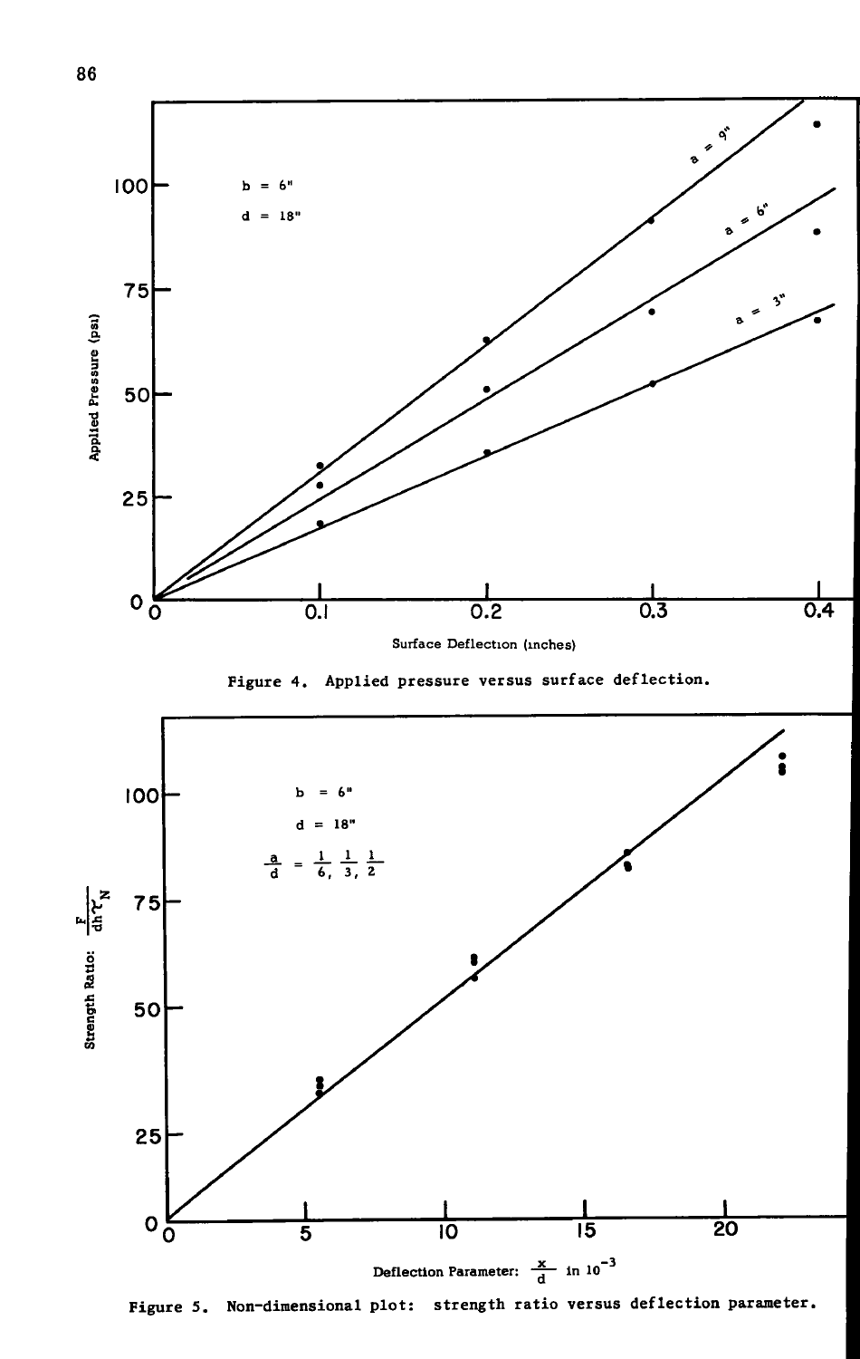Figure 4. Applied pressure versus surface deflection.

Figure 5. Non-dimensional plot: strength ratio versus deflection parameter.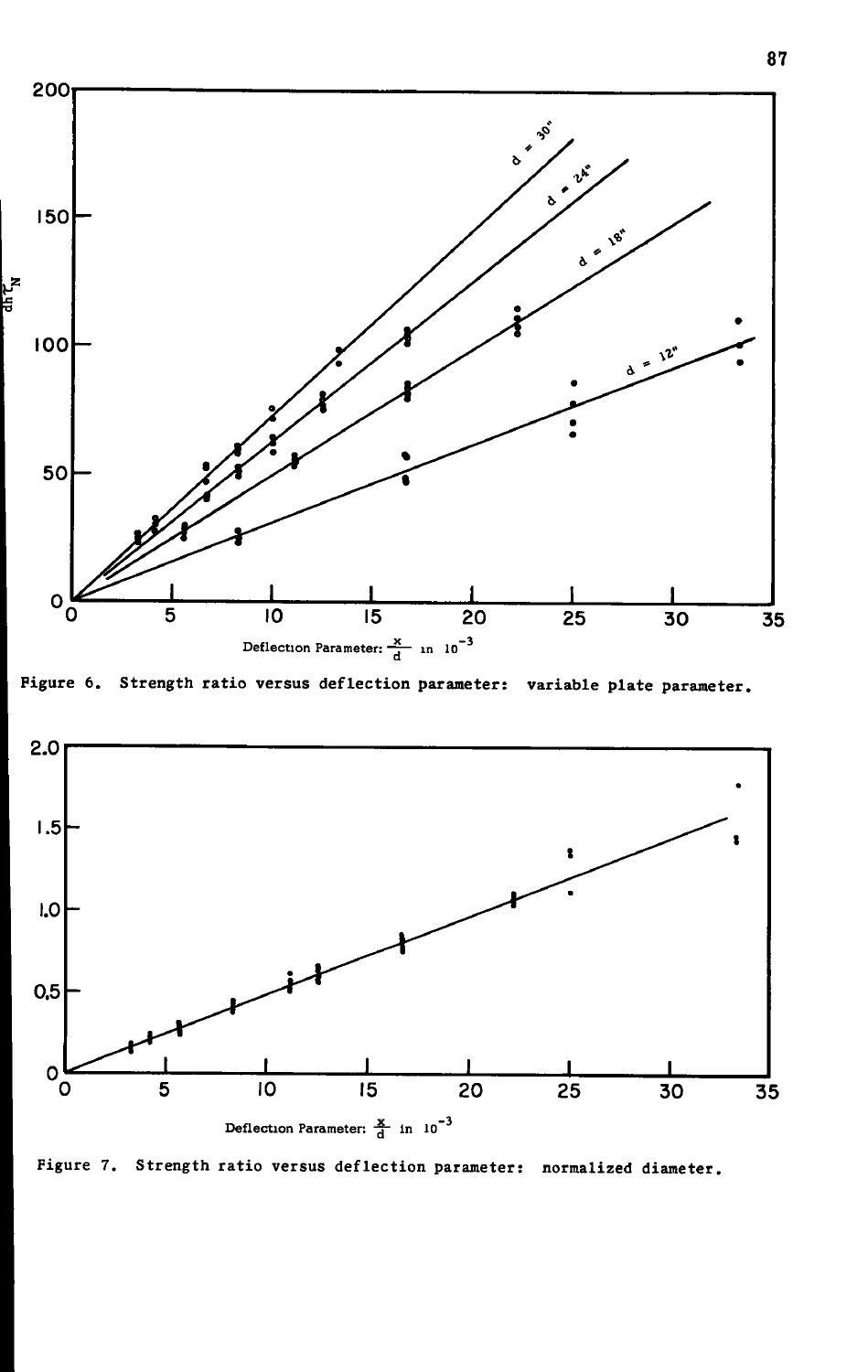Figure 6. Strength ratio versus deflection parameter: variable plate parameter.

Figure 7. Strength ratio versus deflection parameter: normalized diameter.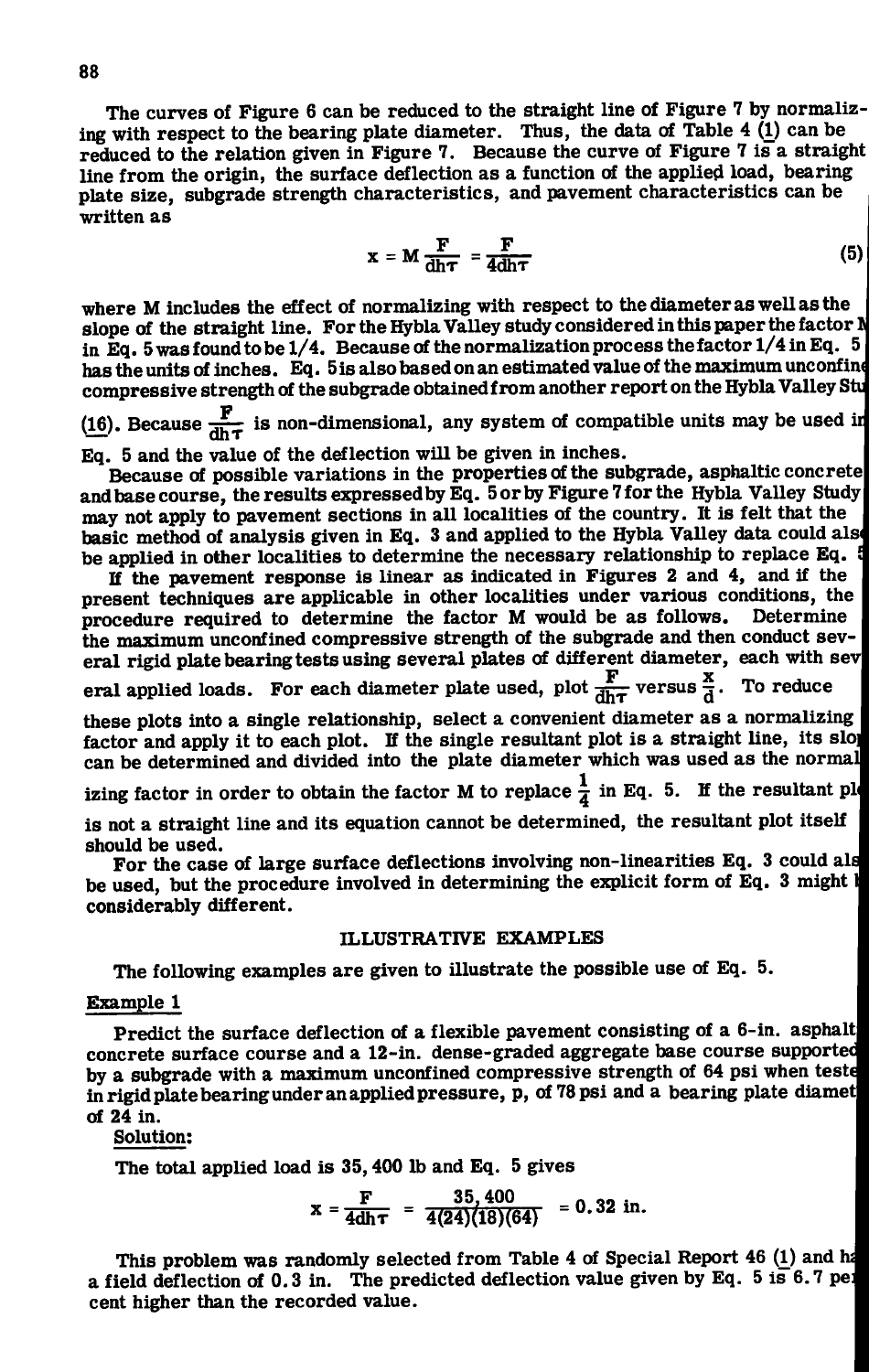The curves of Figure 6 can be reduced to the straight line of Figure 7 by normalizing with respect to the bearing plate diameter. Thus, the data of Table 4 (1) can be reduced to the relation given in Figure 7. Because the curve of Figure 7 is a straight line from the origin, the surface deflection as a function of the applied load, bearing plate size, subgrade strength characteristics, and pavement characteristics can be written as

$$x = M \frac{F}{dh\tau} = \frac{F}{4dh\tau} \tag{5}$$

where M includes the effect of normalizing with respect to the diameter as well as the slope of the straight line. For the Hybla Valley study considered in this paper the factor M in Eq. 5 was found to be 1/4. Because of the normalization process the factor 1/4 in Eq. 5 has the units of inches. Eq. 5 is also based on an estimated value of the maximum unconfined compressive strength of the subgrade obtained from another report on the Hybla Valley Study (16). Because $\frac{F}{dh\tau}$ is non-dimensional, any system of compatible units may be used in Eq. 5 and the value of the deflection will be given in inches.

Because of possible variations in the properties of the subgrade, asphaltic concrete and base course, the results expressed by Eq. 5 or by Figure 7 for the Hybla Valley Study may not apply to pavement sections in all localities of the country. It is felt that the basic method of analysis given in Eq. 3 and applied to the Hybla Valley data could also be applied in other localities to determine the necessary relationship to replace Eq. 5.

If the pavement response is linear as indicated in Figures 2 and 4, and if the present techniques are applicable in other localities under various conditions, the procedure required to determine the factor M would be as follows. Determine the maximum unconfined compressive strength of the subgrade and then conduct several rigid plate bearing tests using several plates of different diameter, each with several applied loads. For each diameter plate used, plot $\frac{F}{dh\tau}$ versus $\frac{x}{d}$. To reduce these plots into a single relationship, select a convenient diameter as a normalizing factor and apply it to each plot. If the single resultant plot is a straight line, its slope can be determined and divided into the plate diameter which was used as the normalizing factor in order to obtain the factor M to replace $\frac{1}{4}$ in Eq. 5. If the resultant plot is not a straight line and its equation cannot be determined, the resultant plot itself should be used.

For the case of large surface deflections involving non-linearities Eq. 3 could also be used, but the procedure involved in determining the explicit form of Eq. 3 might be considerably different.

## ILLUSTRATIVE EXAMPLES

The following examples are given to illustrate the possible use of Eq. 5.

### Example 1

Predict the surface deflection of a flexible pavement consisting of a 6-in. asphalt concrete surface course and a 12-in. dense-graded aggregate base course supported by a subgrade with a maximum unconfined compressive strength of 64 psi when tested in rigid plate bearing under an applied pressure, p, of 78 psi and a bearing plate diameter of 24 in.

**Solution:**

The total applied load is 35,400 lb and Eq. 5 gives

$$x = \frac{F}{4dh\tau} = \frac{35,400}{4(24)(18)(64)} = 0.32 \text{ in.}$$

This problem was randomly selected from Table 4 of Special Report 46 (1) and had a field deflection of 0.3 in. The predicted deflection value given by Eq. 5 is 6.7 percent higher than the recorded value.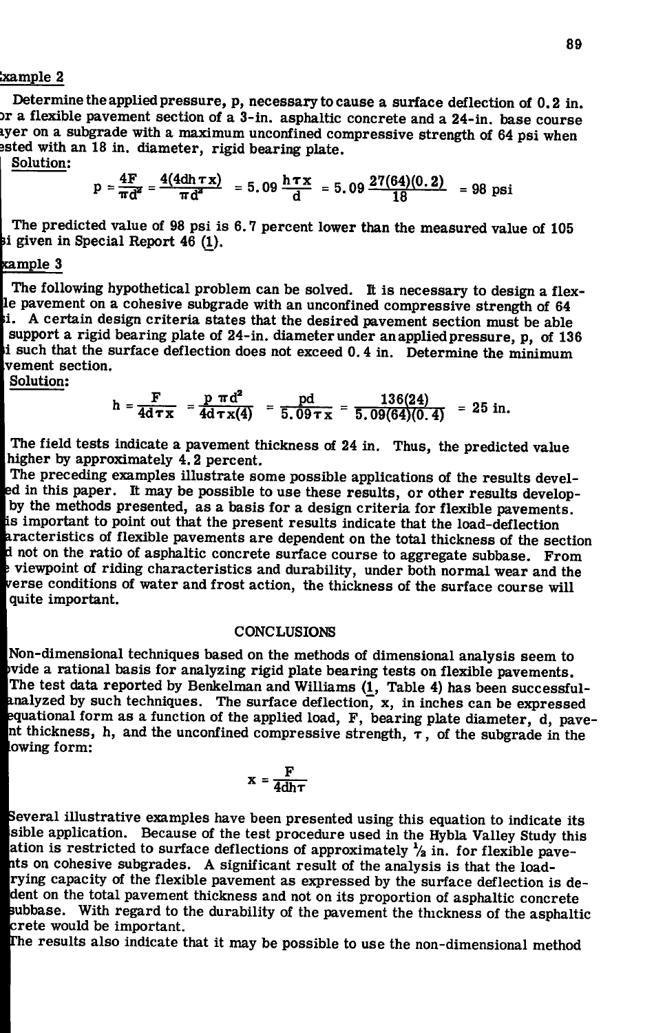### Example 2

Determine the applied pressure, p, necessary to cause a surface deflection of 0.2 in. for a flexible pavement section of a 3-in. asphaltic concrete and a 24-in. base course layer on a subgrade with a maximum unconfined compressive strength of 64 psi when tested with an 18 in. diameter, rigid bearing plate.

Solution:

$$p = \frac{4F}{\pi d^2} = \frac{4(4dh\tau x)}{\pi d^2} = 5.09\,\frac{h\tau x}{d} = 5.09\,\frac{27(64)(0.2)}{18} = 98 \text{ psi}$$

The predicted value of 98 psi is 6.7 percent lower than the measured value of 105 psi given in Special Report 46 (1).

### Example 3

The following hypothetical problem can be solved. It is necessary to design a flexible pavement on a cohesive subgrade with an unconfined compressive strength of 64 psi. A certain design criteria states that the desired pavement section must be able to support a rigid bearing plate of 24-in. diameter under an applied pressure, p, of 136 psi such that the surface deflection does not exceed 0.4 in. Determine the minimum pavement section.

Solution:

$$h = \frac{F}{4d\tau x} = \frac{p\,\pi d^2}{4d\tau x(4)} = \frac{pd}{5.09\tau x} = \frac{136(24)}{5.09(64)(0.4)} = 25 \text{ in.}$$

The field tests indicate a pavement thickness of 24 in. Thus, the predicted value is higher by approximately 4.2 percent.

The preceding examples illustrate some possible applications of the results developed in this paper. It may be possible to use these results, or other results developed by the methods presented, as a basis for a design criteria for flexible pavements. It is important to point out that the present results indicate that the load-deflection characteristics of flexible pavements are dependent on the total thickness of the section and not on the ratio of asphaltic concrete surface course to aggregate subbase. From the viewpoint of riding characteristics and durability, under both normal wear and the adverse conditions of water and frost action, the thickness of the surface course will be quite important.

## CONCLUSIONS

Non-dimensional techniques based on the methods of dimensional analysis seem to provide a rational basis for analyzing rigid plate bearing tests on flexible pavements. The test data reported by Benkelman and Williams (1, Table 4) has been successfully analyzed by such techniques. The surface deflection, x, in inches can be expressed in equational form as a function of the applied load, F, bearing plate diameter, d, pavement thickness, h, and the unconfined compressive strength, $\tau$, of the subgrade in the following form:

$$x = \frac{F}{4dh\tau}$$

Several illustrative examples have been presented using this equation to indicate its possible application. Because of the test procedure used in the Hybla Valley Study this equation is restricted to surface deflections of approximately ½ in. for flexible pavements on cohesive subgrades. A significant result of the analysis is that the load-carrying capacity of the flexible pavement as expressed by the surface deflection is dependent on the total pavement thickness and not on its proportion of asphaltic concrete to subbase. With regard to the durability of the pavement the thickness of the asphaltic concrete would be important.

The results also indicate that it may be possible to use the non-dimensional method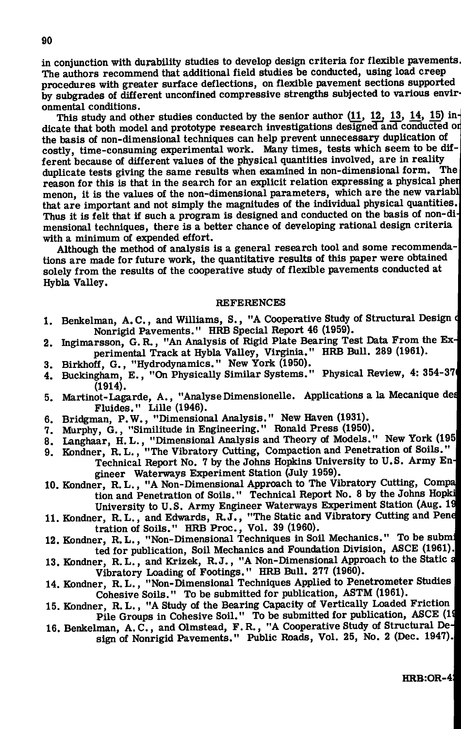in conjunction with durability studies to develop design criteria for flexible pavements. The authors recommend that additional field studies be conducted, using load creep procedures with greater surface deflections, on flexible pavement sections supported by subgrades of different unconfined compressive strengths subjected to various environmental conditions.

This study and other studies conducted by the senior author (11, 12, 13, 14, 15) indicate that both model and prototype research investigations designed and conducted on the basis of non-dimensional techniques can help prevent unnecessary duplication of costly, time-consuming experimental work. Many times, tests which seem to be different because of different values of the physical quantities involved, are in reality duplicate tests giving the same results when examined in non-dimensional form. The reason for this is that in the search for an explicit relation expressing a physical phenomenon, it is the values of the non-dimensional parameters, which are the new variables that are important and not simply the magnitudes of the individual physical quantities. Thus it is felt that if such a program is designed and conducted on the basis of non-dimensional techniques, there is a better chance of developing rational design criteria with a minimum of expended effort.

Although the method of analysis is a general research tool and some recommendations are made for future work, the quantitative results of this paper were obtained solely from the results of the cooperative study of flexible pavements conducted at Hybla Valley.

## REFERENCES

1. Benkelman, A. C., and Williams, S., "A Cooperative Study of Structural Design of Nonrigid Pavements." HRB Special Report 46 (1959).
2. Ingimarsson, G. R., "An Analysis of Rigid Plate Bearing Test Data From the Experimental Track at Hybla Valley, Virginia." HRB Bull. 289 (1961).
3. Birkhoff, G., "Hydrodynamics." New York (1950).
4. Buckingham, E., "On Physically Similar Systems." Physical Review, 4: 354-37 (1914).
5. Martinot-Lagarde, A., "Analyse Dimensionelle. Applications a la Mecanique des Fluides." Lille (1946).
6. Bridgman, P. W., "Dimensional Analysis." New Haven (1931).
7. Murphy, G., "Similitude in Engineering." Ronald Press (1950).
8. Langhaar, H. L., "Dimensional Analysis and Theory of Models." New York (195
9. Kondner, R. L., "The Vibratory Cutting, Compaction and Penetration of Soils." Technical Report No. 7 by the Johns Hopkins University to U.S. Army Engineer Waterways Experiment Station (July 1959).
10. Kondner, R. L., "A Non-Dimensional Approach to The Vibratory Cutting, Compaction and Penetration of Soils." Technical Report No. 8 by the Johns Hopkins University to U.S. Army Engineer Waterways Experiment Station (Aug. 19
11. Kondner, R. L., and Edwards, R. J., "The Static and Vibratory Cutting and Penetration of Soils." HRB Proc., Vol. 39 (1960).
12. Kondner, R. L., "Non-Dimensional Techniques in Soil Mechanics." To be submitted for publication, Soil Mechanics and Foundation Division, ASCE (1961).
13. Kondner, R. L., and Krizek, R. J., "A Non-Dimensional Approach to the Static and Vibratory Loading of Footings." HRB Bull. 277 (1960).
14. Kondner, R. L., "Non-Dimensional Techniques Applied to Penetrometer Studies of Cohesive Soils." To be submitted for publication, ASTM (1961).
15. Kondner, R. L., "A Study of the Bearing Capacity of Vertically Loaded Friction Pile Groups in Cohesive Soil." To be submitted for publication, ASCE (19
16. Benkelman, A. C., and Olmstead, F. R., "A Cooperative Study of Structural Design of Nonrigid Pavements." Public Roads, Vol. 25, No. 2 (Dec. 1947).

HRB:OR-4